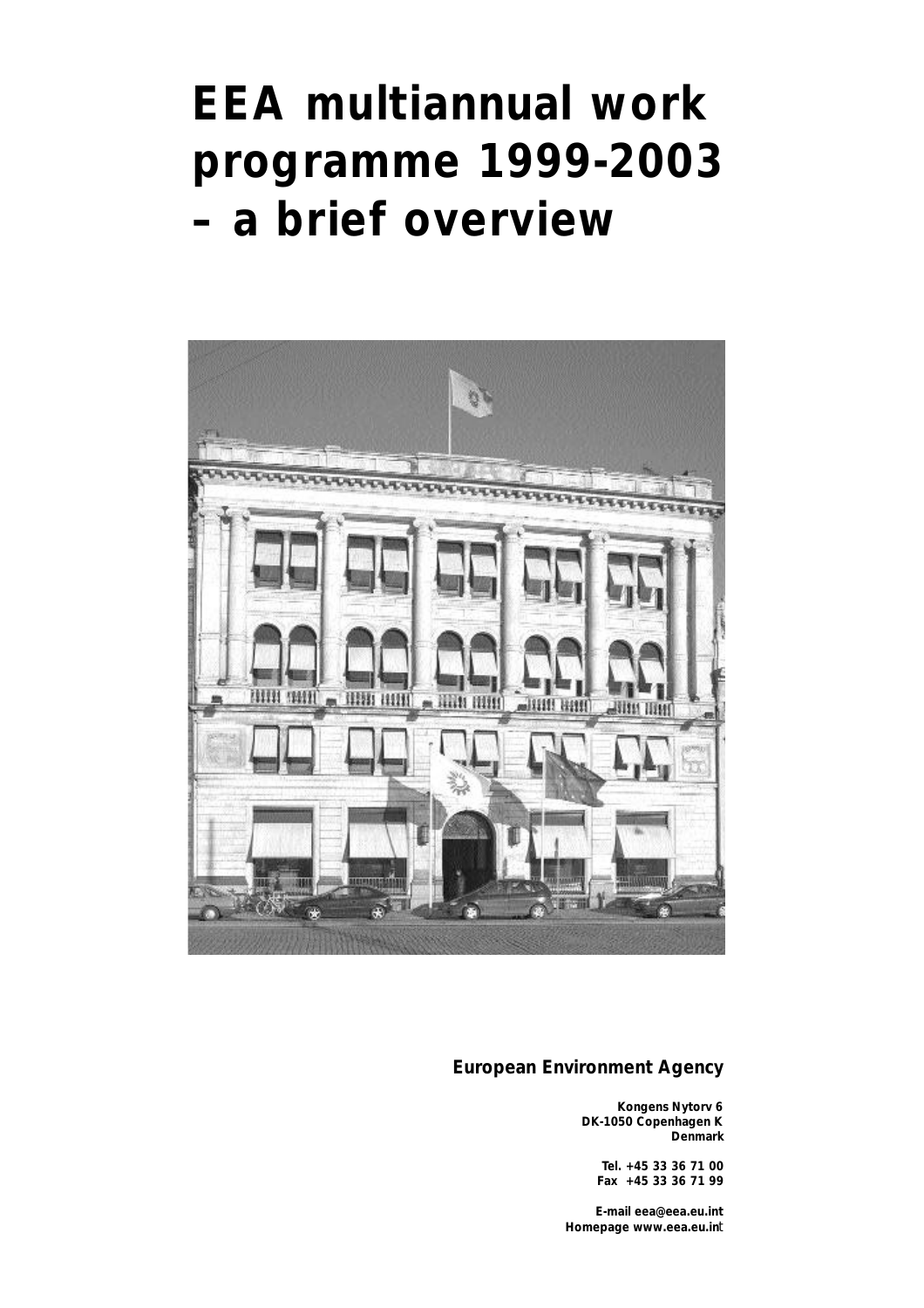# EEA multiannual work programme 1999-2003 – a brief overview

**European Environment Agency**

**Kongens Nytorv 6**
**DK-1050 Copenhagen K**
**Denmark**

**Tel. +45 33 36 71 00**
**Fax +45 33 36 71 99**

**E-mail eea@eea.eu.int**
**Homepage www.eea.eu.int**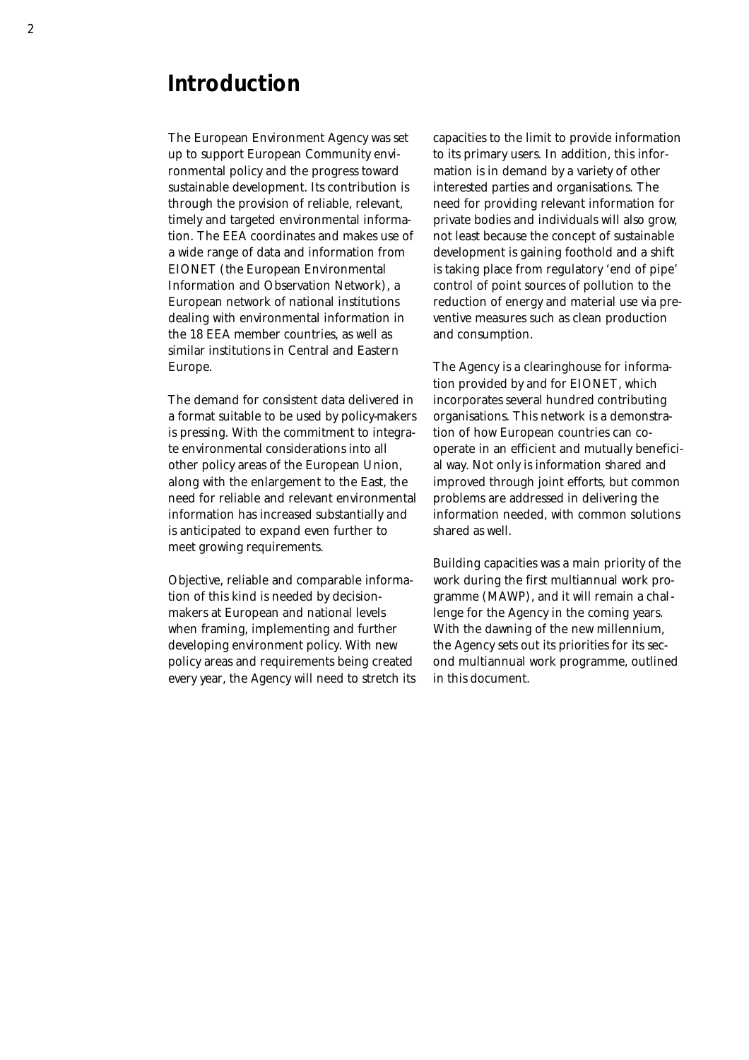# Introduction

The European Environment Agency was set up to support European Community environmental policy and the progress toward sustainable development. Its contribution is through the provision of reliable, relevant, timely and targeted environmental information. The EEA coordinates and makes use of a wide range of data and information from EIONET (the European Environmental Information and Observation Network), a European network of national institutions dealing with environmental information in the 18 EEA member countries, as well as similar institutions in Central and Eastern Europe.

The demand for consistent data delivered in a format suitable to be used by policy-makers is pressing. With the commitment to integrate environmental considerations into all other policy areas of the European Union, along with the enlargement to the East, the need for reliable and relevant environmental information has increased substantially and is anticipated to expand even further to meet growing requirements.

Objective, reliable and comparable information of this kind is needed by decision-makers at European and national levels when framing, implementing and further developing environment policy. With new policy areas and requirements being created every year, the Agency will need to stretch its capacities to the limit to provide information to its primary users. In addition, this information is in demand by a variety of other interested parties and organisations. The need for providing relevant information for private bodies and individuals will also grow, not least because the concept of sustainable development is gaining foothold and a shift is taking place from regulatory 'end of pipe' control of point sources of pollution to the reduction of energy and material use via preventive measures such as clean production and consumption.

The Agency is a clearinghouse for information provided by and for EIONET, which incorporates several hundred contributing organisations. This network is a demonstration of how European countries can co-operate in an efficient and mutually beneficial way. Not only is information shared and improved through joint efforts, but common problems are addressed in delivering the information needed, with common solutions shared as well.

Building capacities was a main priority of the work during the first multiannual work programme (MAWP), and it will remain a challenge for the Agency in the coming years. With the dawning of the new millennium, the Agency sets out its priorities for its second multiannual work programme, outlined in this document.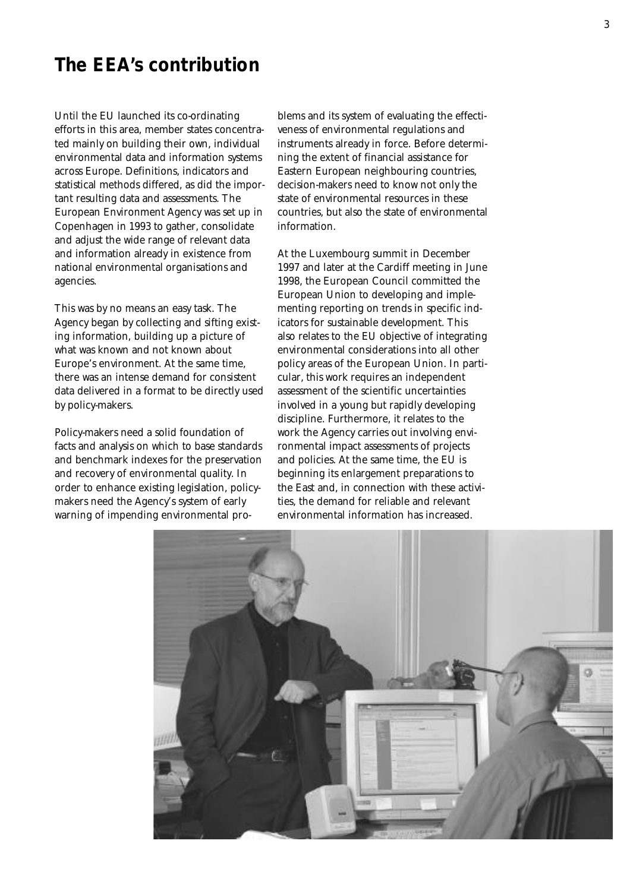# The EEA's contribution

Until the EU launched its co-ordinating efforts in this area, member states concentrated mainly on building their own, individual environmental data and information systems across Europe. Definitions, indicators and statistical methods differed, as did the important resulting data and assessments. The European Environment Agency was set up in Copenhagen in 1993 to gather, consolidate and adjust the wide range of relevant data and information already in existence from national environmental organisations and agencies.

This was by no means an easy task. The Agency began by collecting and sifting existing information, building up a picture of what was known and not known about Europe's environment. At the same time, there was an intense demand for consistent data delivered in a format to be directly used by policy-makers.

Policy-makers need a solid foundation of facts and analysis on which to base standards and benchmark indexes for the preservation and recovery of environmental quality. In order to enhance existing legislation, policy-makers need the Agency's system of early warning of impending environmental problems and its system of evaluating the effectiveness of environmental regulations and instruments already in force. Before determining the extent of financial assistance for Eastern European neighbouring countries, decision-makers need to know not only the state of environmental resources in these countries, but also the state of environmental information.

At the Luxembourg summit in December 1997 and later at the Cardiff meeting in June 1998, the European Council committed the European Union to developing and implementing reporting on trends in specific indicators for sustainable development. This also relates to the EU objective of integrating environmental considerations into all other policy areas of the European Union. In particular, this work requires an independent assessment of the scientific uncertainties involved in a young but rapidly developing discipline. Furthermore, it relates to the work the Agency carries out involving environmental impact assessments of projects and policies. At the same time, the EU is beginning its enlargement preparations to the East and, in connection with these activities, the demand for reliable and relevant environmental information has increased.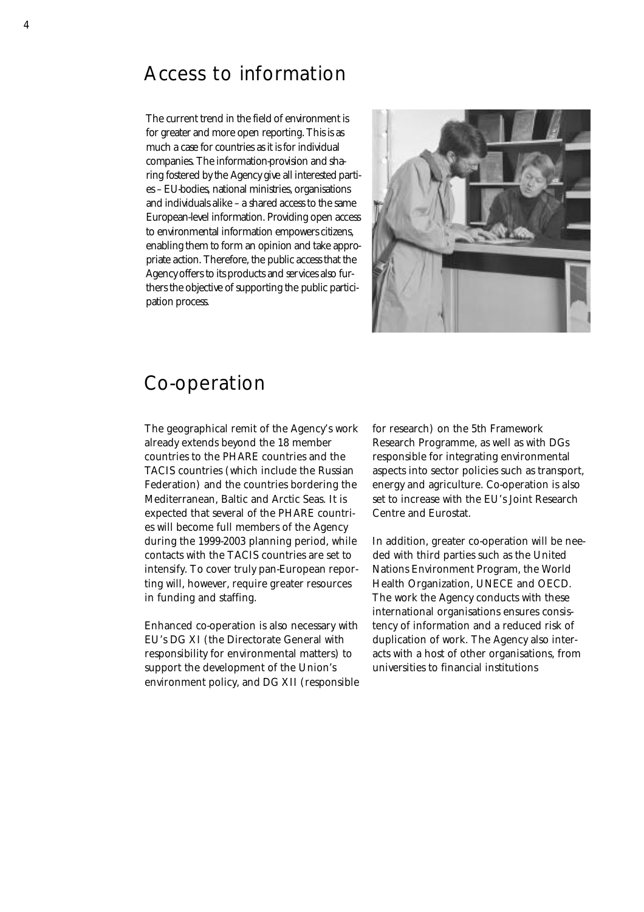## Access to information

The current trend in the field of environment is for greater and more open reporting. This is as much a case for countries as it is for individual companies. The information-provision and sharing fostered by the Agency give all interested parties – EU-bodies, national ministries, organisations and individuals alike – a shared access to the same European-level information. Providing open access to environmental information empowers citizens, enabling them to form an opinion and take appropriate action. Therefore, the public access that the Agency offers to its products and services also furthers the objective of supporting the public participation process.

## Co-operation

The geographical remit of the Agency's work already extends beyond the 18 member countries to the PHARE countries and the TACIS countries (which include the Russian Federation) and the countries bordering the Mediterranean, Baltic and Arctic Seas. It is expected that several of the PHARE countries will become full members of the Agency during the 1999-2003 planning period, while contacts with the TACIS countries are set to intensify. To cover truly pan-European reporting will, however, require greater resources in funding and staffing.

Enhanced co-operation is also necessary with EU's DG XI (the Directorate General with responsibility for environmental matters) to support the development of the Union's environment policy, and DG XII (responsible for research) on the 5th Framework Research Programme, as well as with DGs responsible for integrating environmental aspects into sector policies such as transport, energy and agriculture. Co-operation is also set to increase with the EU's Joint Research Centre and Eurostat.

In addition, greater co-operation will be needed with third parties such as the United Nations Environment Program, the World Health Organization, UNECE and OECD. The work the Agency conducts with these international organisations ensures consistency of information and a reduced risk of duplication of work. The Agency also interacts with a host of other organisations, from universities to financial institutions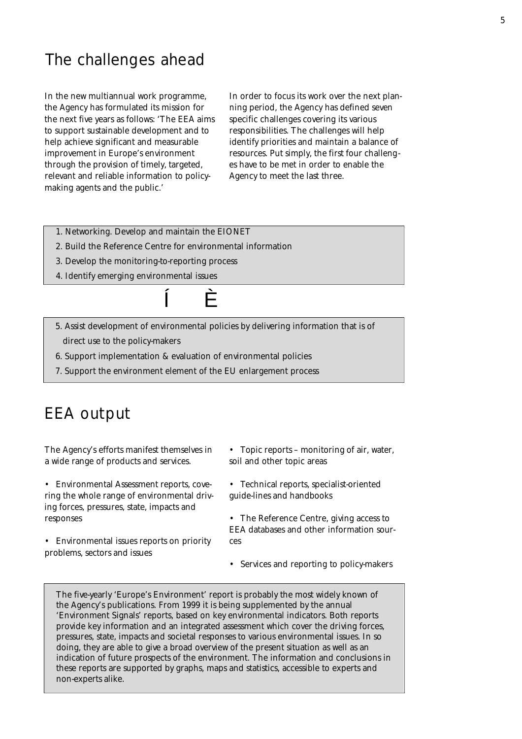## The challenges ahead

In the new multiannual work programme, the Agency has formulated its mission for the next five years as follows: 'The EEA aims to support sustainable development and to help achieve significant and measurable improvement in Europe's environment through the provision of timely, targeted, relevant and reliable information to policy-making agents and the public.'

In order to focus its work over the next planning period, the Agency has defined seven specific challenges covering its various responsibilities. The challenges will help identify priorities and maintain a balance of resources. Put simply, the first four challenges have to be met in order to enable the Agency to meet the last three.

1. Networking. Develop and maintain the EIONET
2. Build the Reference Centre for environmental information
3. Develop the monitoring-to-reporting process
4. Identify emerging environmental issues

Í È

5. Assist development of environmental policies by delivering information that is of direct use to the policy-makers
6. Support implementation & evaluation of environmental policies
7. Support the environment element of the EU enlargement process

## EEA output

The Agency's efforts manifest themselves in a wide range of products and services.

- Environmental Assessment reports, covering the whole range of environmental driving forces, pressures, state, impacts and responses
- Environmental issues reports on priority problems, sectors and issues
- Topic reports – monitoring of air, water, soil and other topic areas
- Technical reports, specialist-oriented guide-lines and handbooks
- The Reference Centre, giving access to EEA databases and other information sources
- Services and reporting to policy-makers

The five-yearly 'Europe's Environment' report is probably the most widely known of the Agency's publications. From 1999 it is being supplemented by the annual 'Environment Signals' reports, based on key environmental indicators. Both reports provide key information and an integrated assessment which cover the driving forces, pressures, state, impacts and societal responses to various environmental issues. In so doing, they are able to give a broad overview of the present situation as well as an indication of future prospects of the environment. The information and conclusions in these reports are supported by graphs, maps and statistics, accessible to experts and non-experts alike.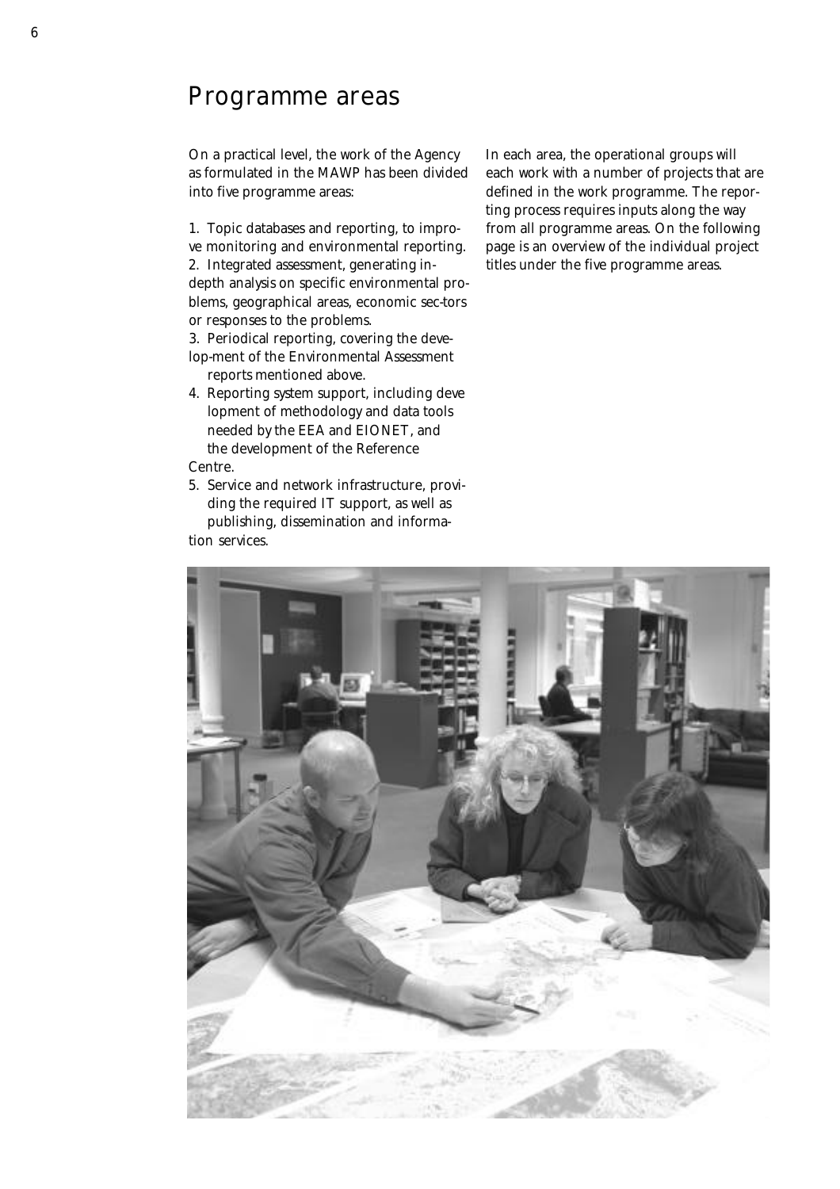# Programme areas

On a practical level, the work of the Agency as formulated in the MAWP has been divided into five programme areas:

1. Topic databases and reporting, to improve monitoring and environmental reporting.
2. Integrated assessment, generating in-depth analysis on specific environmental problems, geographical areas, economic sectors or responses to the problems.
3. Periodical reporting, covering the development of the Environmental Assessment reports mentioned above.
4. Reporting system support, including development of methodology and data tools needed by the EEA and EIONET, and the development of the Reference Centre.
5. Service and network infrastructure, providing the required IT support, as well as publishing, dissemination and information services.

In each area, the operational groups will each work with a number of projects that are defined in the work programme. The reporting process requires inputs along the way from all programme areas. On the following page is an overview of the individual project titles under the five programme areas.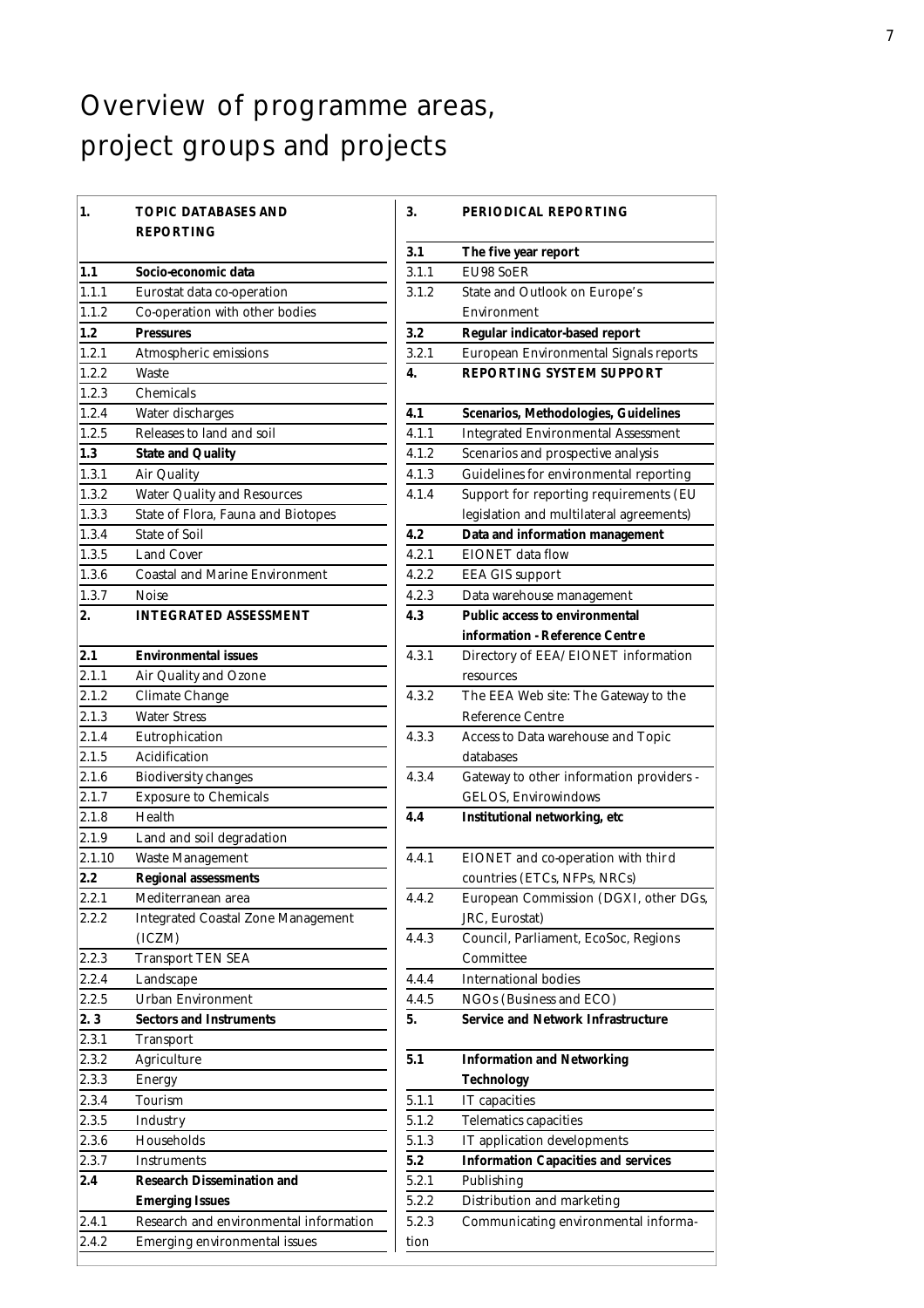# Overview of programme areas, project groups and projects

| | |
|---|---|
| **1.** | **TOPIC DATABASES AND REPORTING** |
| **1.1** | **Socio-economic data** |
| 1.1.1 | Eurostat data co-operation |
| 1.1.2 | Co-operation with other bodies |
| **1.2** | **Pressures** |
| 1.2.1 | Atmospheric emissions |
| 1.2.2 | Waste |
| 1.2.3 | Chemicals |
| 1.2.4 | Water discharges |
| 1.2.5 | Releases to land and soil |
| **1.3** | **State and Quality** |
| 1.3.1 | Air Quality |
| 1.3.2 | Water Quality and Resources |
| 1.3.3 | State of Flora, Fauna and Biotopes |
| 1.3.4 | State of Soil |
| 1.3.5 | Land Cover |
| 1.3.6 | Coastal and Marine Environment |
| 1.3.7 | Noise |
| **2.** | **INTEGRATED ASSESSMENT** |
| **2.1** | **Environmental issues** |
| 2.1.1 | Air Quality and Ozone |
| 2.1.2 | Climate Change |
| 2.1.3 | Water Stress |
| 2.1.4 | Eutrophication |
| 2.1.5 | Acidification |
| 2.1.6 | Biodiversity changes |
| 2.1.7 | Exposure to Chemicals |
| 2.1.8 | Health |
| 2.1.9 | Land and soil degradation |
| 2.1.10 | Waste Management |
| **2.2** | **Regional assessments** |
| 2.2.1 | Mediterranean area |
| 2.2.2 | Integrated Coastal Zone Management (ICZM) |
| 2.2.3 | Transport TEN SEA |
| 2.2.4 | Landscape |
| 2.2.5 | Urban Environment |
| **2. 3** | **Sectors and Instruments** |
| 2.3.1 | Transport |
| 2.3.2 | Agriculture |
| 2.3.3 | Energy |
| 2.3.4 | Tourism |
| 2.3.5 | Industry |
| 2.3.6 | Households |
| 2.3.7 | Instruments |
| **2.4** | **Research Dissemination and Emerging Issues** |
| 2.4.1 | Research and environmental information |
| 2.4.2 | Emerging environmental issues |

| | |
|---|---|
| **3.** | **PERIODICAL REPORTING** |
| **3.1** | **The five year report** |
| 3.1.1 | EU98 SoER |
| 3.1.2 | State and Outlook on Europe's Environment |
| **3.2** | **Regular indicator-based report** |
| 3.2.1 | European Environmental Signals reports |
| **4.** | **REPORTING SYSTEM SUPPORT** |
| **4.1** | **Scenarios, Methodologies, Guidelines** |
| 4.1.1 | Integrated Environmental Assessment |
| 4.1.2 | Scenarios and prospective analysis |
| 4.1.3 | Guidelines for environmental reporting |
| 4.1.4 | Support for reporting requirements (EU legislation and multilateral agreements) |
| **4.2** | **Data and information management** |
| 4.2.1 | EIONET data flow |
| 4.2.2 | EEA GIS support |
| 4.2.3 | Data warehouse management |
| **4.3** | **Public access to environmental information - Reference Centre** |
| 4.3.1 | Directory of EEA/EIONET information resources |
| 4.3.2 | The EEA Web site: The Gateway to the Reference Centre |
| 4.3.3 | Access to Data warehouse and Topic databases |
| 4.3.4 | Gateway to other information providers - GELOS, Envirowindows |
| **4.4** | **Institutional networking, etc** |
| 4.4.1 | EIONET and co-operation with third countries (ETCs, NFPs, NRCs) |
| 4.4.2 | European Commission (DGXI, other DGs, JRC, Eurostat) |
| 4.4.3 | Council, Parliament, EcoSoc, Regions Committee |
| 4.4.4 | International bodies |
| 4.4.5 | NGOs (Business and ECO) |
| **5.** | **Service and Network Infrastructure** |
| **5.1** | **Information and Networking Technology** |
| 5.1.1 | IT capacities |
| 5.1.2 | Telematics capacities |
| 5.1.3 | IT application developments |
| **5.2** | **Information Capacities and services** |
| 5.2.1 | Publishing |
| 5.2.2 | Distribution and marketing |
| 5.2.3 | Communicating environmental information |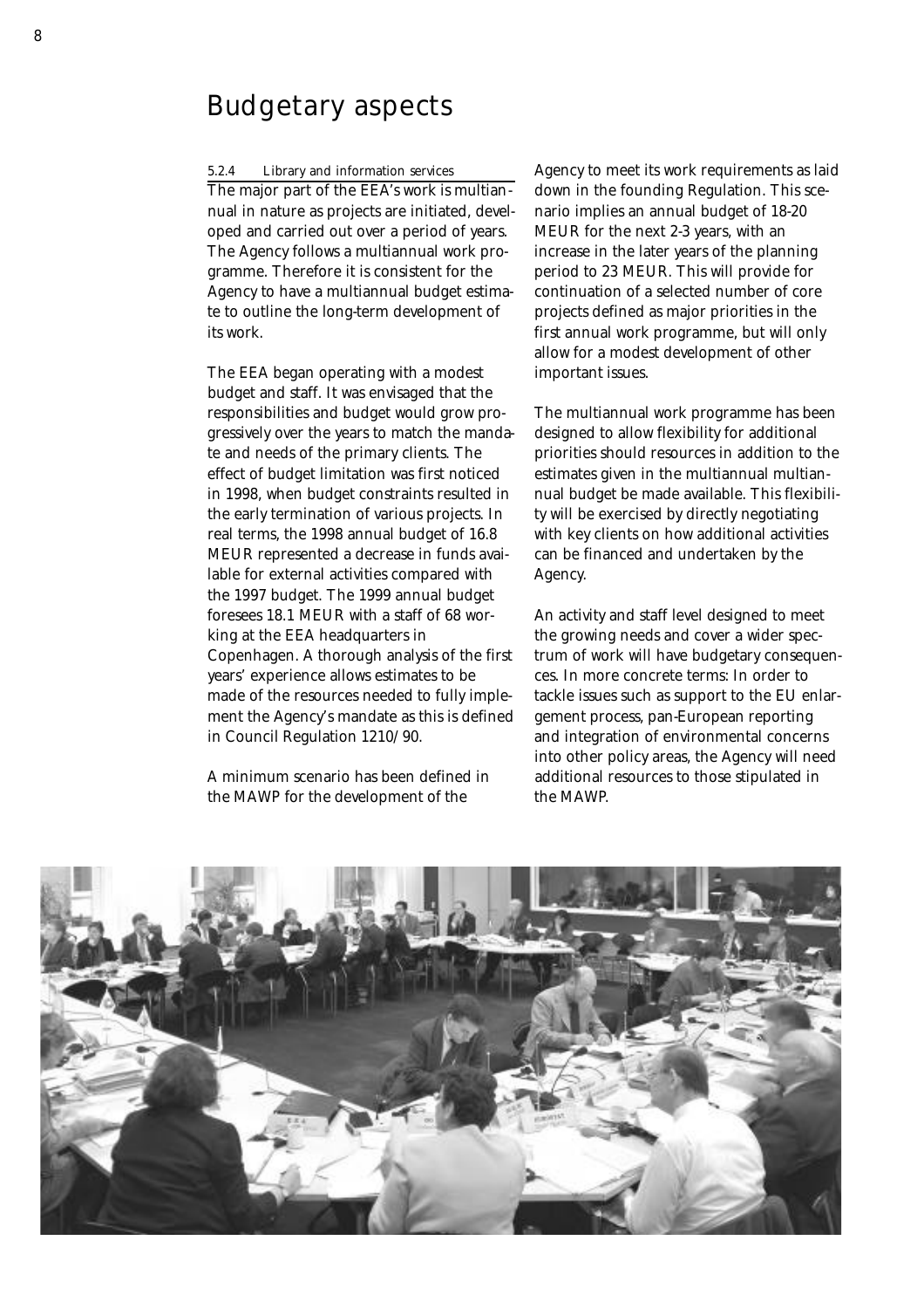# Budgetary aspects

5.2.4 Library and information services

The major part of the EEA's work is multiannual in nature as projects are initiated, developed and carried out over a period of years. The Agency follows a multiannual work programme. Therefore it is consistent for the Agency to have a multiannual budget estimate to outline the long-term development of its work.

The EEA began operating with a modest budget and staff. It was envisaged that the responsibilities and budget would grow progressively over the years to match the mandate and needs of the primary clients. The effect of budget limitation was first noticed in 1998, when budget constraints resulted in the early termination of various projects. In real terms, the 1998 annual budget of 16.8 MEUR represented a decrease in funds available for external activities compared with the 1997 budget. The 1999 annual budget foresees 18.1 MEUR with a staff of 68 working at the EEA headquarters in Copenhagen. A thorough analysis of the first years' experience allows estimates to be made of the resources needed to fully implement the Agency's mandate as this is defined in Council Regulation 1210/90.

A minimum scenario has been defined in the MAWP for the development of the Agency to meet its work requirements as laid down in the founding Regulation. This scenario implies an annual budget of 18-20 MEUR for the next 2-3 years, with an increase in the later years of the planning period to 23 MEUR. This will provide for continuation of a selected number of core projects defined as major priorities in the first annual work programme, but will only allow for a modest development of other important issues.

The multiannual work programme has been designed to allow flexibility for additional priorities should resources in addition to the estimates given in the multiannual multiannual budget be made available. This flexibility will be exercised by directly negotiating with key clients on how additional activities can be financed and undertaken by the Agency.

An activity and staff level designed to meet the growing needs and cover a wider spectrum of work will have budgetary consequences. In more concrete terms: In order to tackle issues such as support to the EU enlargement process, pan-European reporting and integration of environmental concerns into other policy areas, the Agency will need additional resources to those stipulated in the MAWP.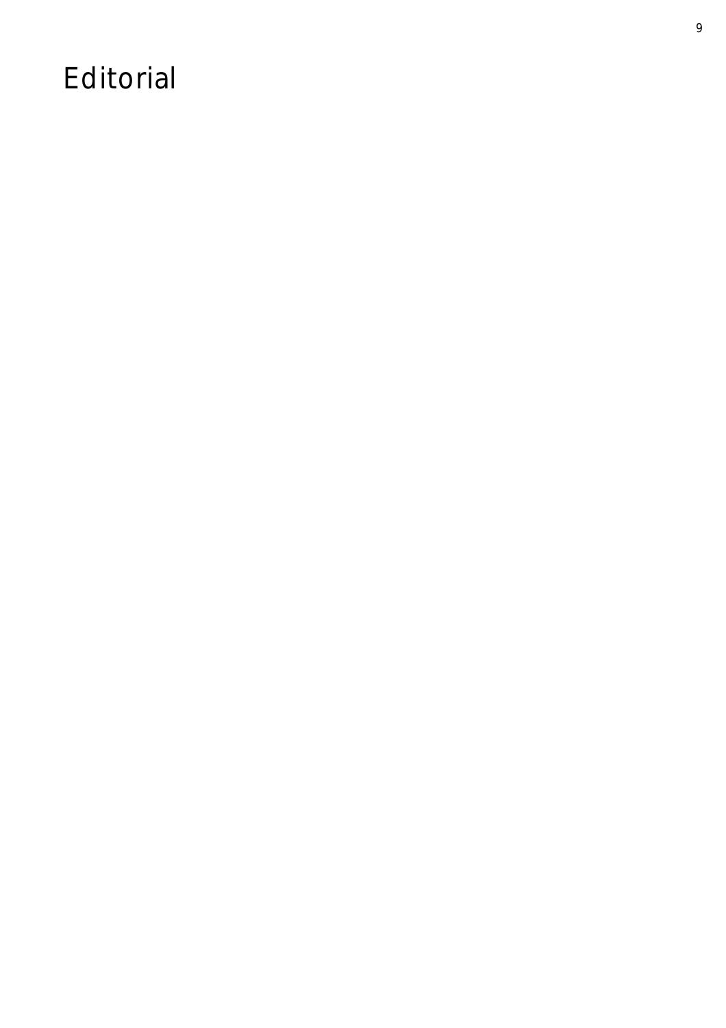# Editorial